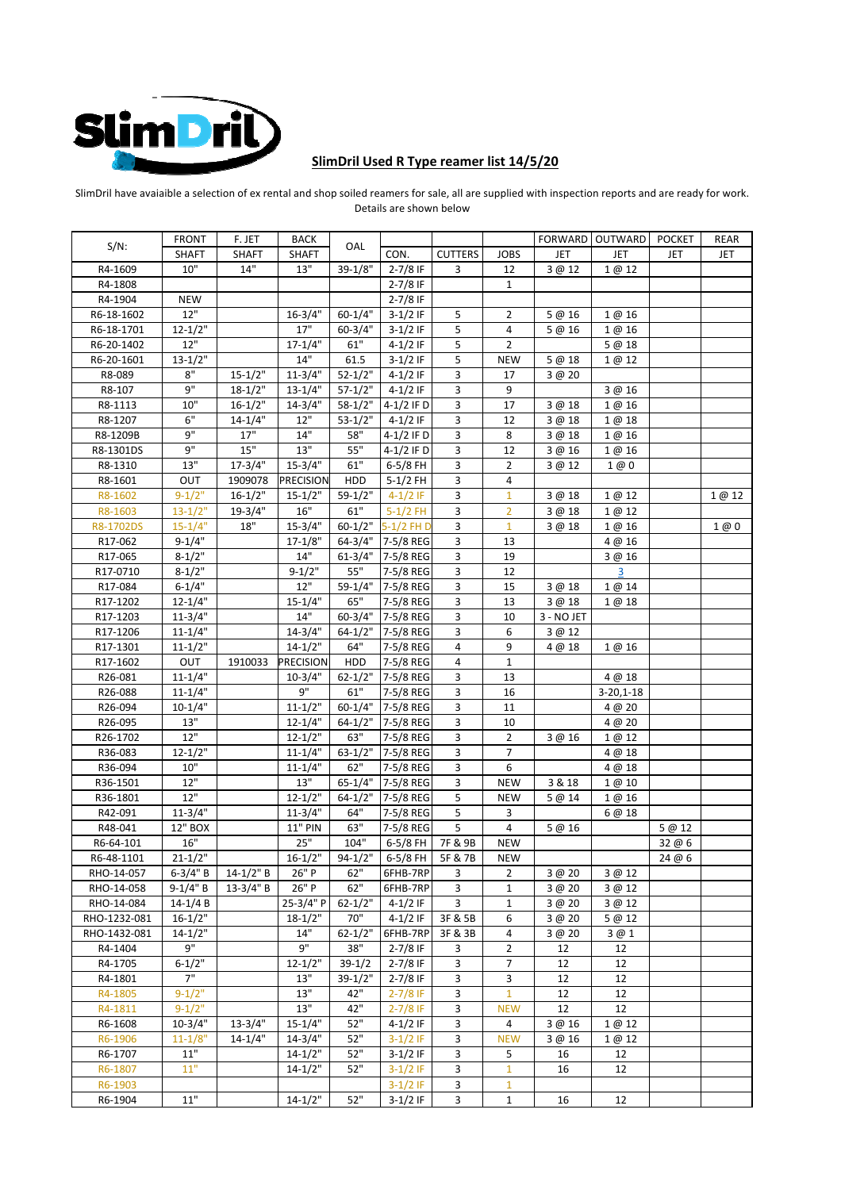SlimDril

## SlimDril Used R Type reamer list 14/5/20

SlimDril have avaiaible a selection of ex rental and shop soiled reamers for sale, all are supplied with inspection reports and are ready for work. Details are shown below

| S/N: | FRONT | F. JET | BACK | OAL | | | | FORWARD | OUTWARD | POCKET | REAR |
|---|---|---|---|---|---|---|---|---|---|---|---|
| | SHAFT | SHAFT | SHAFT | | CON. | CUTTERS | JOBS | JET | JET | JET | JET |
| R4-1609 | 10" | 14" | 13" | 39-1/8" | 2-7/8 IF | 3 | 12 | 3 @ 12 | 1 @ 12 | | |
| R4-1808 | | | | | 2-7/8 IF | | 1 | | | | |
| R4-1904 | NEW | | | | 2-7/8 IF | | | | | | |
| R6-18-1602 | 12" | | 16-3/4" | 60-1/4" | 3-1/2 IF | 5 | 2 | 5 @ 16 | 1 @ 16 | | |
| R6-18-1701 | 12-1/2" | | 17" | 60-3/4" | 3-1/2 IF | 5 | 4 | 5 @ 16 | 1 @ 16 | | |
| R6-20-1402 | 12" | | 17-1/4" | 61" | 4-1/2 IF | 5 | 2 | | 5 @ 18 | | |
| R6-20-1601 | 13-1/2" | | 14" | 61.5 | 3-1/2 IF | 5 | NEW | 5 @ 18 | 1 @ 12 | | |
| R8-089 | 8" | 15-1/2" | 11-3/4" | 52-1/2" | 4-1/2 IF | 3 | 17 | 3 @ 20 | | | |
| R8-107 | 9" | 18-1/2" | 13-1/4" | 57-1/2" | 4-1/2 IF | 3 | 9 | | 3 @ 16 | | |
| R8-1113 | 10" | 16-1/2" | 14-3/4" | 58-1/2" | 4-1/2 IF D | 3 | 17 | 3 @ 18 | 1 @ 16 | | |
| R8-1207 | 6" | 14-1/4" | 12" | 53-1/2" | 4-1/2 IF | 3 | 12 | 3 @ 18 | 1 @ 18 | | |
| R8-1209B | 9" | 17" | 14" | 58" | 4-1/2 IF D | 3 | 8 | 3 @ 18 | 1 @ 16 | | |
| R8-1301DS | 9" | 15" | 13" | 55" | 4-1/2 IF D | 3 | 12 | 3 @ 16 | 1 @ 16 | | |
| R8-1310 | 13" | 17-3/4" | 15-3/4" | 61" | 6-5/8 FH | 3 | 2 | 3 @ 12 | 1 @ 0 | | |
| R8-1601 | OUT | 1909078 | PRECISION | HDD | 5-1/2 FH | 3 | 4 | | | | |
| R8-1602 | 9-1/2" | 16-1/2" | 15-1/2" | 59-1/2" | 4-1/2 IF | 3 | 1 | 3 @ 18 | 1 @ 12 | | 1 @ 12 |
| R8-1603 | 13-1/2" | 19-3/4" | 16" | 61" | 5-1/2 FH | 3 | 2 | 3 @ 18 | 1 @ 12 | | |
| R8-1702DS | 15-1/4" | 18" | 15-3/4" | 60-1/2" | 5-1/2 FH D | 3 | 1 | 3 @ 18 | 1 @ 16 | | 1 @ 0 |
| R17-062 | 9-1/4" | | 17-1/8" | 64-3/4" | 7-5/8 REG | 3 | 13 | | 4 @ 16 | | |
| R17-065 | 8-1/2" | | 14" | 61-3/4" | 7-5/8 REG | 3 | 19 | | 3 @ 16 | | |
| R17-0710 | 8-1/2" | | 9-1/2" | 55" | 7-5/8 REG | 3 | 12 | | 3 | | |
| R17-084 | 6-1/4" | | 12" | 59-1/4" | 7-5/8 REG | 3 | 15 | 3 @ 18 | 1 @ 14 | | |
| R17-1202 | 12-1/4" | | 15-1/4" | 65" | 7-5/8 REG | 3 | 13 | 3 @ 18 | 1 @ 18 | | |
| R17-1203 | 11-3/4" | | 14" | 60-3/4" | 7-5/8 REG | 3 | 10 | 3 - NO JET | | | |
| R17-1206 | 11-1/4" | | 14-3/4" | 64-1/2" | 7-5/8 REG | 3 | 6 | 3 @ 12 | | | |
| R17-1301 | 11-1/2" | | 14-1/2" | 64" | 7-5/8 REG | 4 | 9 | 4 @ 18 | 1 @ 16 | | |
| R17-1602 | OUT | 1910033 | PRECISION | HDD | 7-5/8 REG | 4 | 1 | | | | |
| R26-081 | 11-1/4" | | 10-3/4" | 62-1/2" | 7-5/8 REG | 3 | 13 | | 4 @ 18 | | |
| R26-088 | 11-1/4" | | 9" | 61" | 7-5/8 REG | 3 | 16 | | 3-20,1-18 | | |
| R26-094 | 10-1/4" | | 11-1/2" | 60-1/4" | 7-5/8 REG | 3 | 11 | | 4 @ 20 | | |
| R26-095 | 13" | | 12-1/4" | 64-1/2" | 7-5/8 REG | 3 | 10 | | 4 @ 20 | | |
| R26-1702 | 12" | | 12-1/2" | 63" | 7-5/8 REG | 3 | 2 | 3 @ 16 | 1 @ 12 | | |
| R36-083 | 12-1/2" | | 11-1/4" | 63-1/2" | 7-5/8 REG | 3 | 7 | | 4 @ 18 | | |
| R36-094 | 10" | | 11-1/4" | 62" | 7-5/8 REG | 3 | 6 | | 4 @ 18 | | |
| R36-1501 | 12" | | 13" | 65-1/4" | 7-5/8 REG | 3 | NEW | 3 & 18 | 1 @ 10 | | |
| R36-1801 | 12" | | 12-1/2" | 64-1/2" | 7-5/8 REG | 5 | NEW | 5 @ 14 | 1 @ 16 | | |
| R42-091 | 11-3/4" | | 11-3/4" | 64" | 7-5/8 REG | 5 | 3 | | 6 @ 18 | | |
| R48-041 | 12" BOX | | 11" PIN | 63" | 7-5/8 REG | 5 | 4 | 5 @ 16 | | 5 @ 12 | |
| R6-64-101 | 16" | | 25" | 104" | 6-5/8 FH | 7F & 9B | NEW | | | 32 @ 6 | |
| R6-48-1101 | 21-1/2" | | 16-1/2" | 94-1/2" | 6-5/8 FH | 5F & 7B | NEW | | | 24 @ 6 | |
| RHO-14-057 | 6-3/4" B | 14-1/2" B | 26" P | 62" | 6FHB-7RP | 3 | 2 | 3 @ 20 | 3 @ 12 | | |
| RHO-14-058 | 9-1/4" B | 13-3/4" B | 26" P | 62" | 6FHB-7RP | 3 | 1 | 3 @ 20 | 3 @ 12 | | |
| RHO-14-084 | 14-1/4 B | | 25-3/4" P | 62-1/2" | 4-1/2 IF | 3 | 1 | 3 @ 20 | 3 @ 12 | | |
| RHO-1232-081 | 16-1/2" | | 18-1/2" | 70" | 4-1/2 IF | 3F & 5B | 6 | 3 @ 20 | 5 @ 12 | | |
| RHO-1432-081 | 14-1/2" | | 14" | 62-1/2" | 6FHB-7RP | 3F & 3B | 4 | 3 @ 20 | 3 @ 1 | | |
| R4-1404 | 9" | | 9" | 38" | 2-7/8 IF | 3 | 2 | 12 | 12 | | |
| R4-1705 | 6-1/2" | | 12-1/2" | 39-1/2 | 2-7/8 IF | 3 | 7 | 12 | 12 | | |
| R4-1801 | 7" | | 13" | 39-1/2" | 2-7/8 IF | 3 | 3 | 12 | 12 | | |
| R4-1805 | 9-1/2" | | 13" | 42" | 2-7/8 IF | 3 | 1 | 12 | 12 | | |
| R4-1811 | 9-1/2" | | 13" | 42" | 2-7/8 IF | 3 | NEW | 12 | 12 | | |
| R6-1608 | 10-3/4" | 13-3/4" | 15-1/4" | 52" | 4-1/2 IF | 3 | 4 | 3 @ 16 | 1 @ 12 | | |
| R6-1906 | 11-1/8" | 14-1/4" | 14-3/4" | 52" | 3-1/2 IF | 3 | NEW | 3 @ 16 | 1 @ 12 | | |
| R6-1707 | 11" | | 14-1/2" | 52" | 3-1/2 IF | 3 | 5 | 16 | 12 | | |
| R6-1807 | 11" | | 14-1/2" | 52" | 3-1/2 IF | 3 | 1 | 16 | 12 | | |
| R6-1903 | | | | | 3-1/2 IF | 3 | 1 | | | | |
| R6-1904 | 11" | | 14-1/2" | 52" | 3-1/2 IF | 3 | 1 | 16 | 12 | | |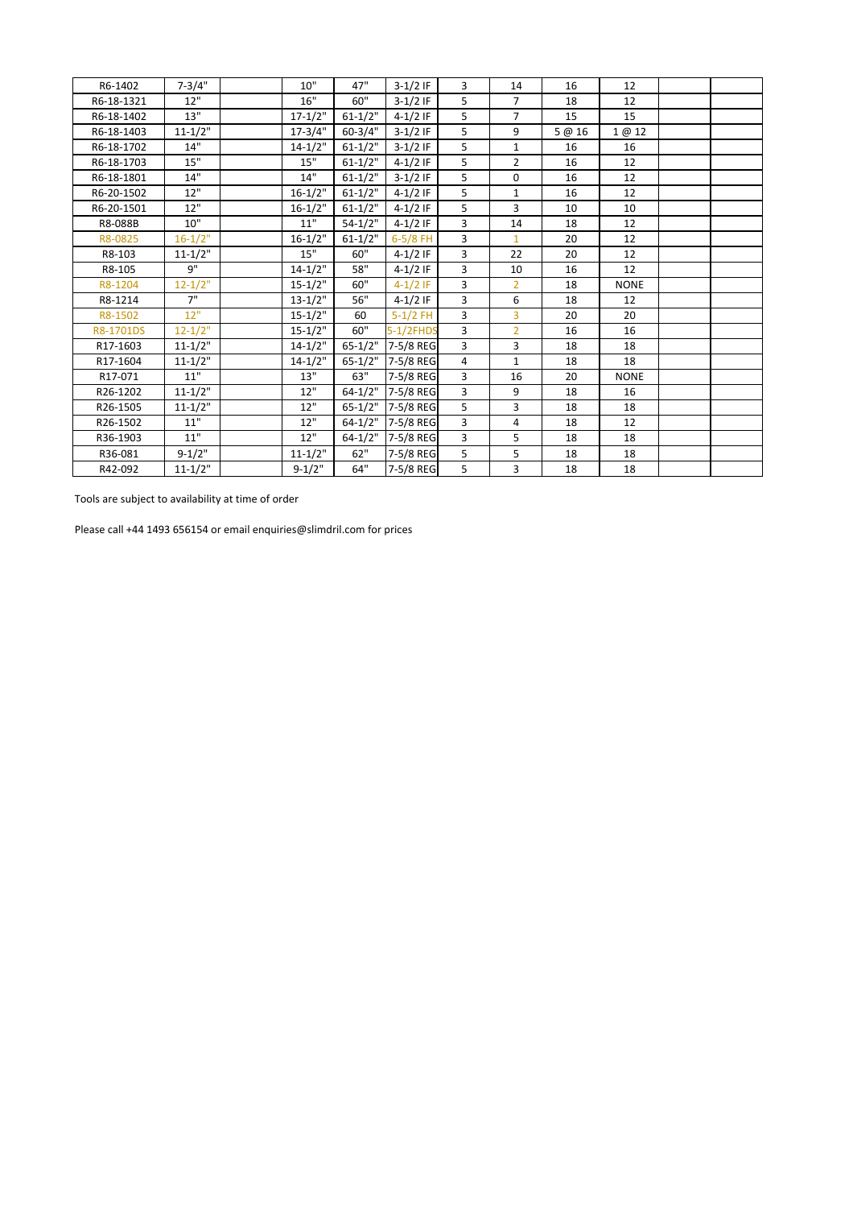| | | | | | | | | | | | |
|---|---|---|---|---|---|---|---|---|---|---|---|
| R6-1402 | 7-3/4" | | 10" | 47" | 3-1/2 IF | 3 | 14 | 16 | 12 | | |
| R6-18-1321 | 12" | | 16" | 60" | 3-1/2 IF | 5 | 7 | 18 | 12 | | |
| R6-18-1402 | 13" | | 17-1/2" | 61-1/2" | 4-1/2 IF | 5 | 7 | 15 | 15 | | |
| R6-18-1403 | 11-1/2" | | 17-3/4" | 60-3/4" | 3-1/2 IF | 5 | 9 | 5 @ 16 | 1 @ 12 | | |
| R6-18-1702 | 14" | | 14-1/2" | 61-1/2" | 3-1/2 IF | 5 | 1 | 16 | 16 | | |
| R6-18-1703 | 15" | | 15" | 61-1/2" | 4-1/2 IF | 5 | 2 | 16 | 12 | | |
| R6-18-1801 | 14" | | 14" | 61-1/2" | 3-1/2 IF | 5 | 0 | 16 | 12 | | |
| R6-20-1502 | 12" | | 16-1/2" | 61-1/2" | 4-1/2 IF | 5 | 1 | 16 | 12 | | |
| R6-20-1501 | 12" | | 16-1/2" | 61-1/2" | 4-1/2 IF | 5 | 3 | 10 | 10 | | |
| R8-088B | 10" | | 11" | 54-1/2" | 4-1/2 IF | 3 | 14 | 18 | 12 | | |
| R8-0825 | 16-1/2" | | 16-1/2" | 61-1/2" | 6-5/8 FH | 3 | 1 | 20 | 12 | | |
| R8-103 | 11-1/2" | | 15" | 60" | 4-1/2 IF | 3 | 22 | 20 | 12 | | |
| R8-105 | 9" | | 14-1/2" | 58" | 4-1/2 IF | 3 | 10 | 16 | 12 | | |
| R8-1204 | 12-1/2" | | 15-1/2" | 60" | 4-1/2 IF | 3 | 2 | 18 | NONE | | |
| R8-1214 | 7" | | 13-1/2" | 56" | 4-1/2 IF | 3 | 6 | 18 | 12 | | |
| R8-1502 | 12" | | 15-1/2" | 60 | 5-1/2 FH | 3 | 3 | 20 | 20 | | |
| R8-1701DS | 12-1/2" | | 15-1/2" | 60" | 5-1/2FHDS | 3 | 2 | 16 | 16 | | |
| R17-1603 | 11-1/2" | | 14-1/2" | 65-1/2" | 7-5/8 REG | 3 | 3 | 18 | 18 | | |
| R17-1604 | 11-1/2" | | 14-1/2" | 65-1/2" | 7-5/8 REG | 4 | 1 | 18 | 18 | | |
| R17-071 | 11" | | 13" | 63" | 7-5/8 REG | 3 | 16 | 20 | NONE | | |
| R26-1202 | 11-1/2" | | 12" | 64-1/2" | 7-5/8 REG | 3 | 9 | 18 | 16 | | |
| R26-1505 | 11-1/2" | | 12" | 65-1/2" | 7-5/8 REG | 5 | 3 | 18 | 18 | | |
| R26-1502 | 11" | | 12" | 64-1/2" | 7-5/8 REG | 3 | 4 | 18 | 12 | | |
| R36-1903 | 11" | | 12" | 64-1/2" | 7-5/8 REG | 3 | 5 | 18 | 18 | | |
| R36-081 | 9-1/2" | | 11-1/2" | 62" | 7-5/8 REG | 5 | 5 | 18 | 18 | | |
| R42-092 | 11-1/2" | | 9-1/2" | 64" | 7-5/8 REG | 5 | 3 | 18 | 18 | | |

Tools are subject to availability at time of order

Please call +44 1493 656154 or email enquiries@slimdril.com for prices